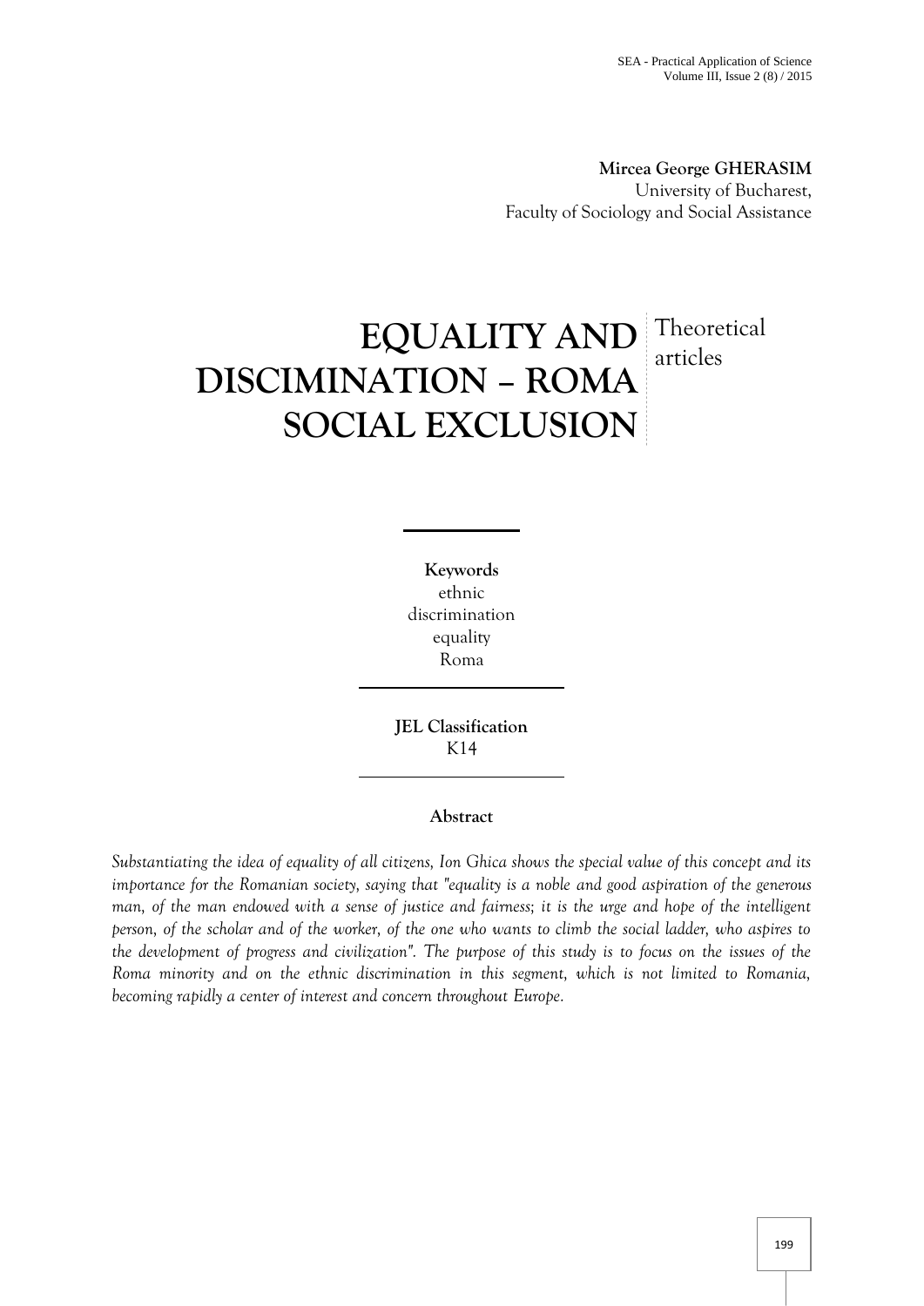**Mircea George GHERASIM**
University of Bucharest,
Faculty of Sociology and Social Assistance

# EQUALITY AND DISCIMINATION – ROMA SOCIAL EXCLUSION

Theoretical articles

**Keywords**
ethnic
discrimination
equality
Roma

**JEL Classification**
K14

**Abstract**

*Substantiating the idea of equality of all citizens, Ion Ghica shows the special value of this concept and its importance for the Romanian society, saying that "equality is a noble and good aspiration of the generous man, of the man endowed with a sense of justice and fairness; it is the urge and hope of the intelligent person, of the scholar and of the worker, of the one who wants to climb the social ladder, who aspires to the development of progress and civilization". The purpose of this study is to focus on the issues of the Roma minority and on the ethnic discrimination in this segment, which is not limited to Romania, becoming rapidly a center of interest and concern throughout Europe.*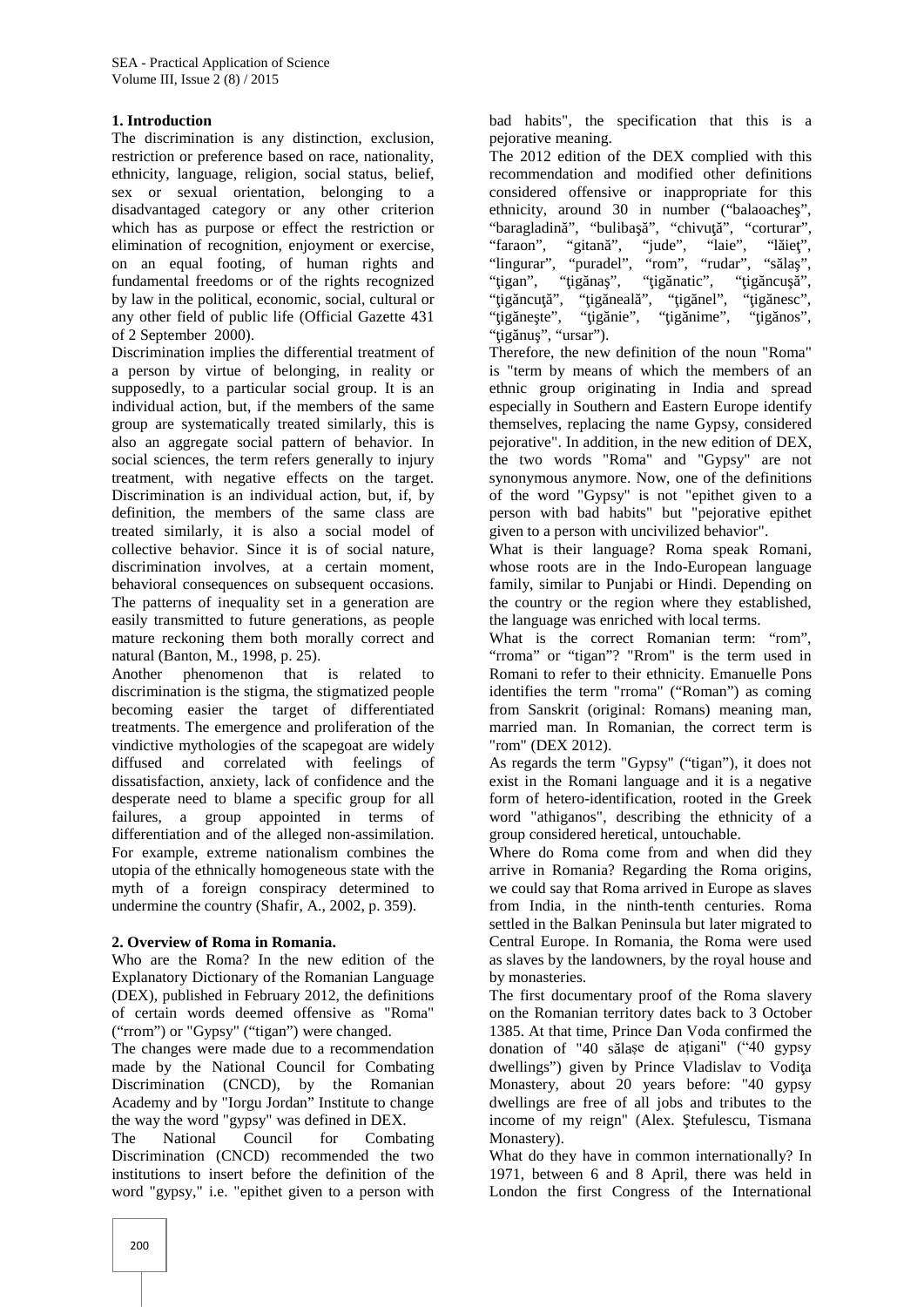## 1. Introduction

The discrimination is any distinction, exclusion, restriction or preference based on race, nationality, ethnicity, language, religion, social status, belief, sex or sexual orientation, belonging to a disadvantaged category or any other criterion which has as purpose or effect the restriction or elimination of recognition, enjoyment or exercise, on an equal footing, of human rights and fundamental freedoms or of the rights recognized by law in the political, economic, social, cultural or any other field of public life (Official Gazette 431 of 2 September 2000).

Discrimination implies the differential treatment of a person by virtue of belonging, in reality or supposedly, to a particular social group. It is an individual action, but, if the members of the same group are systematically treated similarly, this is also an aggregate social pattern of behavior. In social sciences, the term refers generally to injury treatment, with negative effects on the target. Discrimination is an individual action, but, if, by definition, the members of the same class are treated similarly, it is also a social model of collective behavior. Since it is of social nature, discrimination involves, at a certain moment, behavioral consequences on subsequent occasions. The patterns of inequality set in a generation are easily transmitted to future generations, as people mature reckoning them both morally correct and natural (Banton, M., 1998, p. 25).

Another phenomenon that is related to discrimination is the stigma, the stigmatized people becoming easier the target of differentiated treatments. The emergence and proliferation of the vindictive mythologies of the scapegoat are widely diffused and correlated with feelings of dissatisfaction, anxiety, lack of confidence and the desperate need to blame a specific group for all failures, a group appointed in terms of differentiation and of the alleged non-assimilation. For example, extreme nationalism combines the utopia of the ethnically homogeneous state with the myth of a foreign conspiracy determined to undermine the country (Shafir, A., 2002, p. 359).

## 2. Overview of Roma in Romania.

Who are the Roma? In the new edition of the Explanatory Dictionary of the Romanian Language (DEX), published in February 2012, the definitions of certain words deemed offensive as "Roma" ("rrom") or "Gypsy" ("tigan") were changed.

The changes were made due to a recommendation made by the National Council for Combating Discrimination (CNCD), by the Romanian Academy and by "Iorgu Jordan" Institute to change the way the word "gypsy" was defined in DEX.

The National Council for Combating Discrimination (CNCD) recommended the two institutions to insert before the definition of the word "gypsy," i.e. "epithet given to a person with bad habits", the specification that this is a pejorative meaning.

The 2012 edition of the DEX complied with this recommendation and modified other definitions considered offensive or inappropriate for this ethnicity, around 30 in number ("balaoacheş", "baragladină", "bulibaşă", "chivuţă", "corturar", "faraon", "gitană", "jude", "laie", "lăieţ", "lingurar", "puradel", "rom", "rudar", "sălaş", "ţigan", "ţigănaş", "ţigănatic", "ţigăncuşă", "ţigăncuţă", "ţigănească", "ţigănel", "ţigănesc", "ţigăneşte", "ţigănie", "ţigănime", "ţigănos", "ţigănuş", "ursar").

Therefore, the new definition of the noun "Roma" is "term by means of which the members of an ethnic group originating in India and spread especially in Southern and Eastern Europe identify themselves, replacing the name Gypsy, considered pejorative". In addition, in the new edition of DEX, the two words "Roma" and "Gypsy" are not synonymous anymore. Now, one of the definitions of the word "Gypsy" is not "epithet given to a person with bad habits" but "pejorative epithet given to a person with uncivilized behavior".

What is their language? Roma speak Romani, whose roots are in the Indo-European language family, similar to Punjabi or Hindi. Depending on the country or the region where they established, the language was enriched with local terms.

What is the correct Romanian term: "rom", "rroma" or "tigan"? "Rrom" is the term used in Romani to refer to their ethnicity. Emanuelle Pons identifies the term "rroma" ("Roman") as coming from Sanskrit (original: Romans) meaning man, married man. In Romanian, the correct term is "rom" (DEX 2012).

As regards the term "Gypsy" ("tigan"), it does not exist in the Romani language and it is a negative form of hetero-identification, rooted in the Greek word "athiganos", describing the ethnicity of a group considered heretical, untouchable.

Where do Roma come from and when did they arrive in Romania? Regarding the Roma origins, we could say that Roma arrived in Europe as slaves from India, in the ninth-tenth centuries. Roma settled in the Balkan Peninsula but later migrated to Central Europe. In Romania, the Roma were used as slaves by the landowners, by the royal house and by monasteries.

The first documentary proof of the Roma slavery on the Romanian territory dates back to 3 October 1385. At that time, Prince Dan Voda confirmed the donation of "40 sălașe de ațigani" ("40 gypsy dwellings") given by Prince Vladislav to Vodiţa Monastery, about 20 years before: "40 gypsy dwellings are free of all jobs and tributes to the income of my reign" (Alex. Ştefulescu, Tismana Monastery).

What do they have in common internationally? In 1971, between 6 and 8 April, there was held in London the first Congress of the International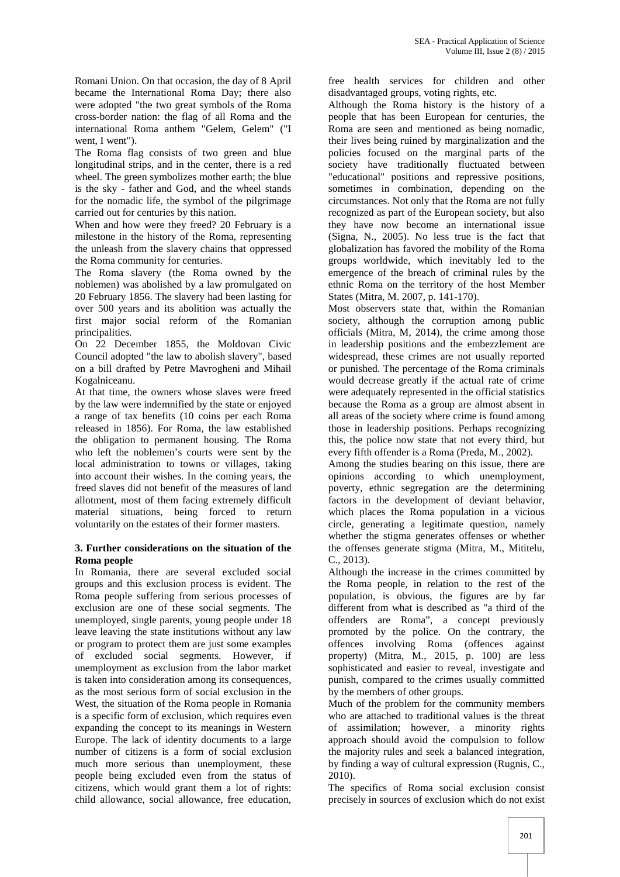Romani Union. On that occasion, the day of 8 April became the International Roma Day; there also were adopted "the two great symbols of the Roma cross-border nation: the flag of all Roma and the international Roma anthem "Gelem, Gelem" ("I went, I went").

The Roma flag consists of two green and blue longitudinal strips, and in the center, there is a red wheel. The green symbolizes mother earth; the blue is the sky - father and God, and the wheel stands for the nomadic life, the symbol of the pilgrimage carried out for centuries by this nation.

When and how were they freed? 20 February is a milestone in the history of the Roma, representing the unleash from the slavery chains that oppressed the Roma community for centuries.

The Roma slavery (the Roma owned by the noblemen) was abolished by a law promulgated on 20 February 1856. The slavery had been lasting for over 500 years and its abolition was actually the first major social reform of the Romanian principalities.

On 22 December 1855, the Moldovan Civic Council adopted "the law to abolish slavery", based on a bill drafted by Petre Mavrogheni and Mihail Kogalniceanu.

At that time, the owners whose slaves were freed by the law were indemnified by the state or enjoyed a range of tax benefits (10 coins per each Roma released in 1856). For Roma, the law established the obligation to permanent housing. The Roma who left the noblemen's courts were sent by the local administration to towns or villages, taking into account their wishes. In the coming years, the freed slaves did not benefit of the measures of land allotment, most of them facing extremely difficult material situations, being forced to return voluntarily on the estates of their former masters.

## 3. Further considerations on the situation of the Roma people

In Romania, there are several excluded social groups and this exclusion process is evident. The Roma people suffering from serious processes of exclusion are one of these social segments. The unemployed, single parents, young people under 18 leave leaving the state institutions without any law or program to protect them are just some examples of excluded social segments. However, if unemployment as exclusion from the labor market is taken into consideration among its consequences, as the most serious form of social exclusion in the West, the situation of the Roma people in Romania is a specific form of exclusion, which requires even expanding the concept to its meanings in Western Europe. The lack of identity documents to a large number of citizens is a form of social exclusion much more serious than unemployment, these people being excluded even from the status of citizens, which would grant them a lot of rights: child allowance, social allowance, free education, free health services for children and other disadvantaged groups, voting rights, etc.

Although the Roma history is the history of a people that has been European for centuries, the Roma are seen and mentioned as being nomadic, their lives being ruined by marginalization and the policies focused on the marginal parts of the society have traditionally fluctuated between "educational" positions and repressive positions, sometimes in combination, depending on the circumstances. Not only that the Roma are not fully recognized as part of the European society, but also they have now become an international issue (Signa, N., 2005). No less true is the fact that globalization has favored the mobility of the Roma groups worldwide, which inevitably led to the emergence of the breach of criminal rules by the ethnic Roma on the territory of the host Member States (Mitra, M. 2007, p. 141-170).

Most observers state that, within the Romanian society, although the corruption among public officials (Mitra, M, 2014), the crime among those in leadership positions and the embezzlement are widespread, these crimes are not usually reported or punished. The percentage of the Roma criminals would decrease greatly if the actual rate of crime were adequately represented in the official statistics because the Roma as a group are almost absent in all areas of the society where crime is found among those in leadership positions. Perhaps recognizing this, the police now state that not every third, but every fifth offender is a Roma (Preda, M., 2002).

Among the studies bearing on this issue, there are opinions according to which unemployment, poverty, ethnic segregation are the determining factors in the development of deviant behavior, which places the Roma population in a vicious circle, generating a legitimate question, namely whether the stigma generates offenses or whether the offenses generate stigma (Mitra, M., Mititelu, C., 2013).

Although the increase in the crimes committed by the Roma people, in relation to the rest of the population, is obvious, the figures are by far different from what is described as "a third of the offenders are Roma", a concept previously promoted by the police. On the contrary, the offences involving Roma (offences against property) (Mitra, M., 2015, p. 100) are less sophisticated and easier to reveal, investigate and punish, compared to the crimes usually committed by the members of other groups.

Much of the problem for the community members who are attached to traditional values is the threat of assimilation; however, a minority rights approach should avoid the compulsion to follow the majority rules and seek a balanced integration, by finding a way of cultural expression (Rugnis, C., 2010).

The specifics of Roma social exclusion consist precisely in sources of exclusion which do not exist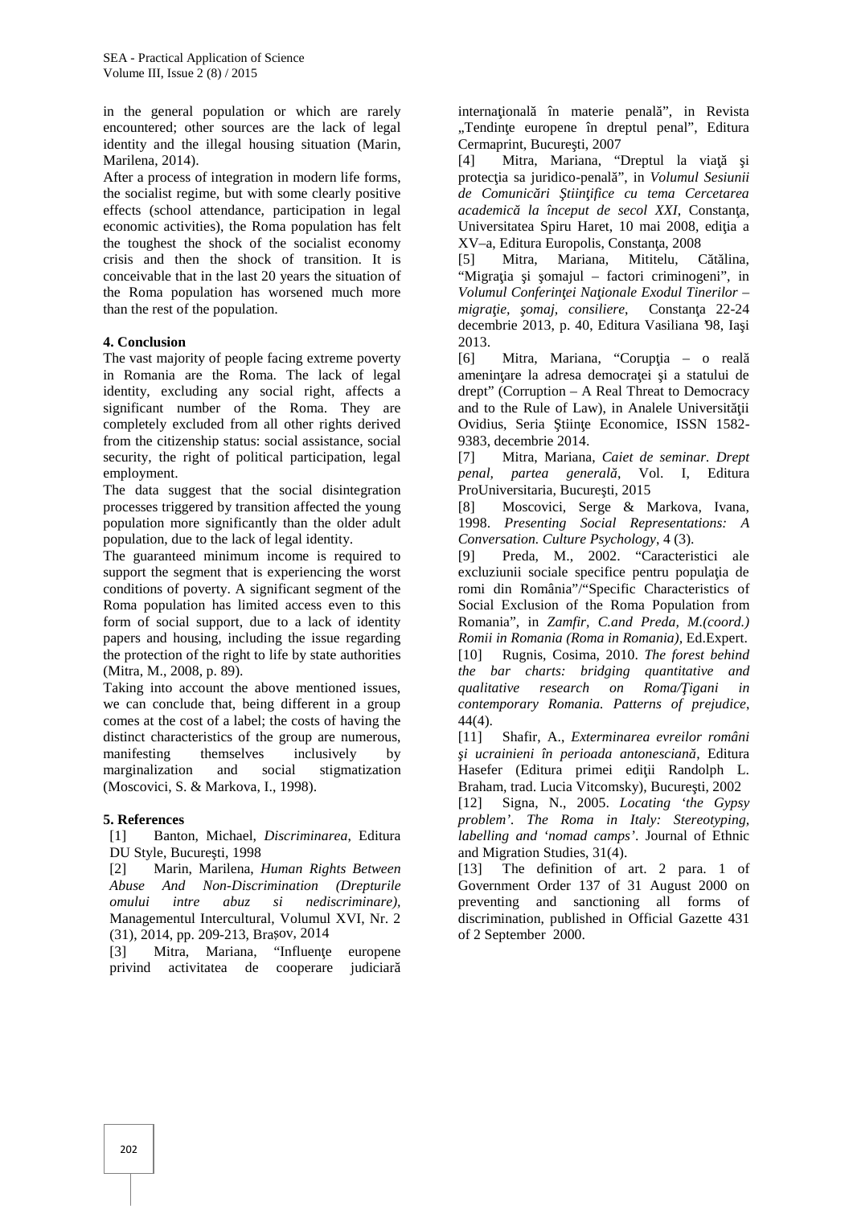in the general population or which are rarely encountered; other sources are the lack of legal identity and the illegal housing situation (Marin, Marilena, 2014).

After a process of integration in modern life forms, the socialist regime, but with some clearly positive effects (school attendance, participation in legal economic activities), the Roma population has felt the toughest the shock of the socialist economy crisis and then the shock of transition. It is conceivable that in the last 20 years the situation of the Roma population has worsened much more than the rest of the population.

## 4. Conclusion

The vast majority of people facing extreme poverty in Romania are the Roma. The lack of legal identity, excluding any social right, affects a significant number of the Roma. They are completely excluded from all other rights derived from the citizenship status: social assistance, social security, the right of political participation, legal employment.

The data suggest that the social disintegration processes triggered by transition affected the young population more significantly than the older adult population, due to the lack of legal identity.

The guaranteed minimum income is required to support the segment that is experiencing the worst conditions of poverty. A significant segment of the Roma population has limited access even to this form of social support, due to a lack of identity papers and housing, including the issue regarding the protection of the right to life by state authorities (Mitra, M., 2008, p. 89).

Taking into account the above mentioned issues, we can conclude that, being different in a group comes at the cost of a label; the costs of having the distinct characteristics of the group are numerous, manifesting themselves inclusively by marginalization and social stigmatization (Moscovici, S. & Markova, I., 1998).

## 5. References

[1] Banton, Michael, *Discriminarea*, Editura DU Style, Bucureşti, 1998

[2] Marin, Marilena, *Human Rights Between Abuse And Non-Discrimination (Drepturile omului intre abuz si nediscriminare),* Managementul Intercultural, Volumul XVI, Nr. 2 (31), 2014, pp. 209-213, Brașov, 2014

[3] Mitra, Mariana, "Influenţe europene privind activitatea de cooperare judiciară internaţională în materie penală", in Revista „Tendinţe europene în dreptul penal", Editura Cermaprint, Bucureşti, 2007

[4] Mitra, Mariana, "Dreptul la viaţă şi protecţia sa juridico-penală", in *Volumul Sesiunii de Comunicări Ştiinţifice cu tema Cercetarea academică la început de secol XXI*, Constanţa, Universitatea Spiru Haret, 10 mai 2008, ediţia a XV–a, Editura Europolis, Constanţa, 2008

[5] Mitra, Mariana, Mititelu, Cătălina, "Migraţia şi şomajul – factori criminogeni", in *Volumul Conferinţei Naţionale Exodul Tinerilor – migraţie, şomaj, consiliere*, Constanţa 22-24 decembrie 2013, p. 40, Editura Vasiliana '98, Iaşi 2013.

[6] Mitra, Mariana, "Corupţia – o reală ameninţare la adresa democraţei şi a statului de drept" (Corruption – A Real Threat to Democracy and to the Rule of Law), in Analele Universităţii Ovidius, Seria Ştiinţe Economice, ISSN 1582-9383, decembrie 2014.

[7] Mitra, Mariana, *Caiet de seminar. Drept penal, partea generală,* Vol. I, Editura ProUniversitaria, Bucureşti, 2015

[8] Moscovici, Serge & Markova, Ivana, 1998. *Presenting Social Representations: A Conversation. Culture Psychology*, 4 (3).

[9] Preda, M., 2002. "Caracteristici ale excluziunii sociale specifice pentru populaţia de romi din România"/"Specific Characteristics of Social Exclusion of the Roma Population from Romania", in *Zamfir, C.and Preda, M.(coord.) Romii in Romania (Roma in Romania),* Ed.Expert.

[10] Rugnis, Cosima, 2010. *The forest behind the bar charts: bridging quantitative and qualitative research on Roma/Ţigani in contemporary Romania. Patterns of prejudice*, 44(4).

[11] Shafir, A., *Exterminarea evreilor români şi ucrainieni în perioada antonesciană*, Editura Hasefer (Editura primei ediţii Randolph L. Braham, trad. Lucia Vitcomsky), Bucureşti, 2002

[12] Signa, N., 2005. *Locating 'the Gypsy problem'. The Roma in Italy: Stereotyping, labelling and 'nomad camps'.* Journal of Ethnic and Migration Studies, 31(4).

[13] The definition of art. 2 para. 1 of Government Order 137 of 31 August 2000 on preventing and sanctioning all forms of discrimination, published in Official Gazette 431 of 2 September 2000.